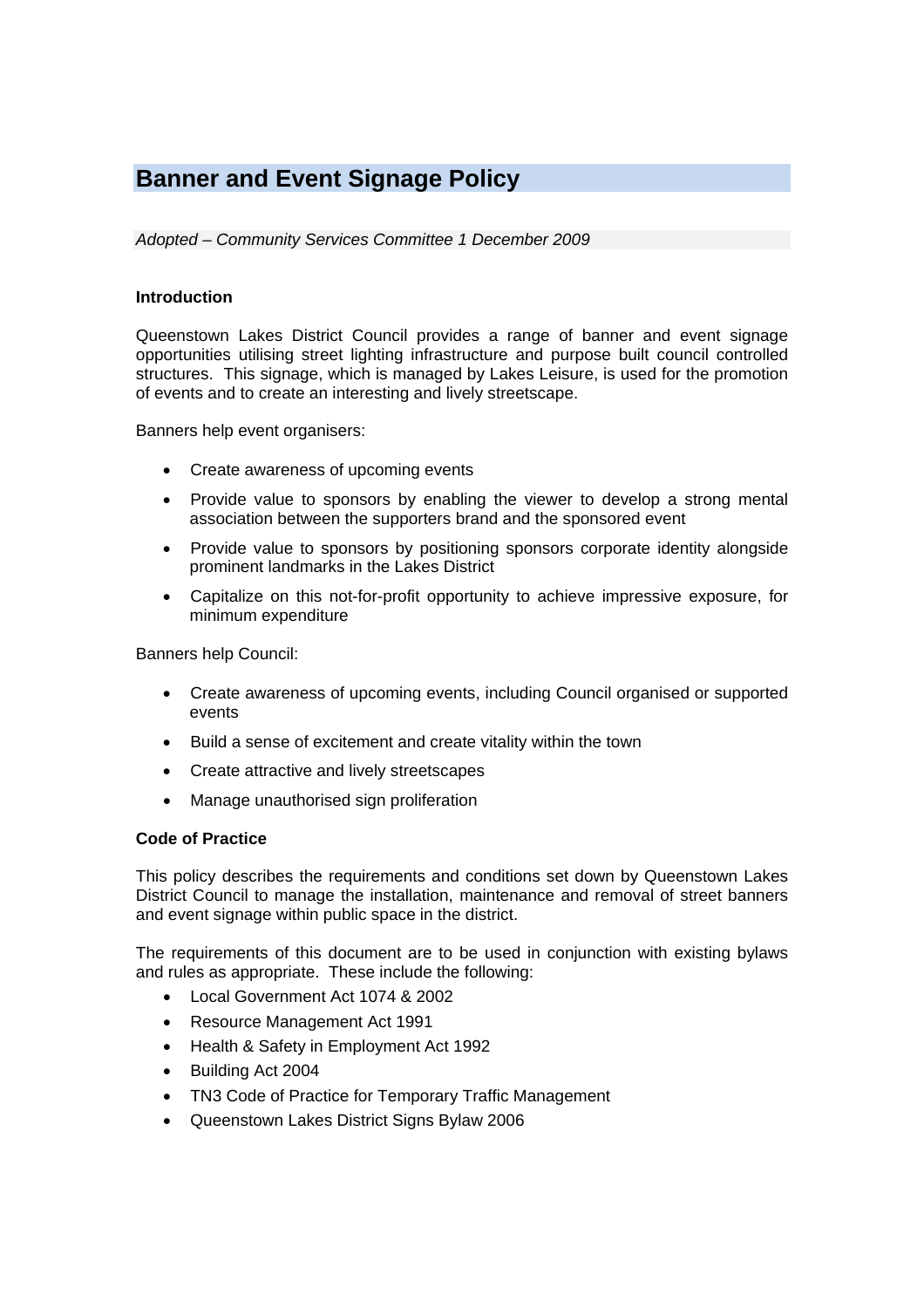# Banner and Event Signage Policy

*Adopted – Community Services Committee 1 December 2009*

**Introduction**

Queenstown Lakes District Council provides a range of banner and event signage opportunities utilising street lighting infrastructure and purpose built council controlled structures. This signage, which is managed by Lakes Leisure, is used for the promotion of events and to create an interesting and lively streetscape.

Banners help event organisers:

- Create awareness of upcoming events
- Provide value to sponsors by enabling the viewer to develop a strong mental association between the supporters brand and the sponsored event
- Provide value to sponsors by positioning sponsors corporate identity alongside prominent landmarks in the Lakes District
- Capitalize on this not-for-profit opportunity to achieve impressive exposure, for minimum expenditure

Banners help Council:

- Create awareness of upcoming events, including Council organised or supported events
- Build a sense of excitement and create vitality within the town
- Create attractive and lively streetscapes
- Manage unauthorised sign proliferation

**Code of Practice**

This policy describes the requirements and conditions set down by Queenstown Lakes District Council to manage the installation, maintenance and removal of street banners and event signage within public space in the district.

The requirements of this document are to be used in conjunction with existing bylaws and rules as appropriate. These include the following:

- Local Government Act 1074 & 2002
- Resource Management Act 1991
- Health & Safety in Employment Act 1992
- Building Act 2004
- TN3 Code of Practice for Temporary Traffic Management
- Queenstown Lakes District Signs Bylaw 2006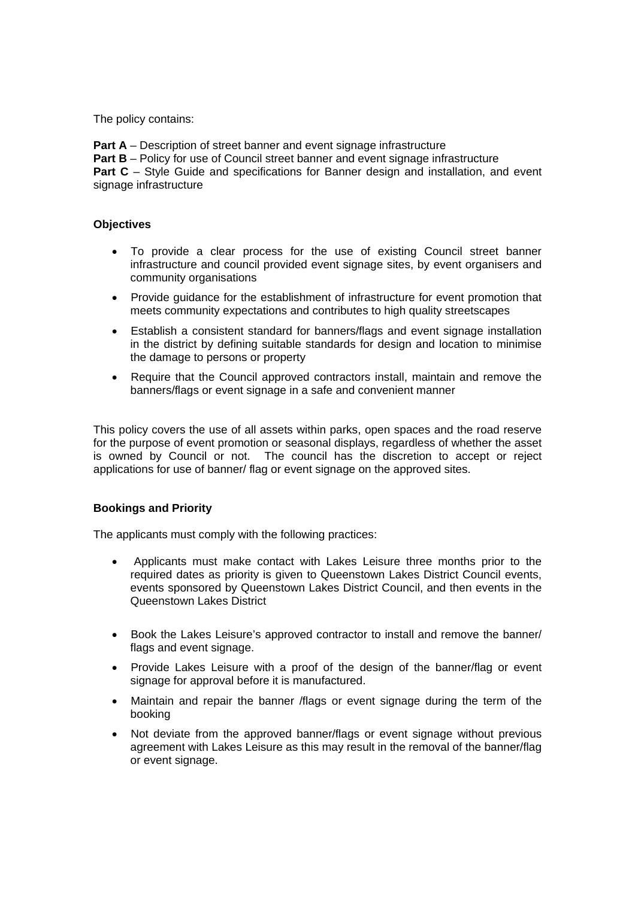The policy contains:

**Part A** – Description of street banner and event signage infrastructure
**Part B** – Policy for use of Council street banner and event signage infrastructure
**Part C** – Style Guide and specifications for Banner design and installation, and event signage infrastructure

**Objectives**

- To provide a clear process for the use of existing Council street banner infrastructure and council provided event signage sites, by event organisers and community organisations
- Provide guidance for the establishment of infrastructure for event promotion that meets community expectations and contributes to high quality streetscapes
- Establish a consistent standard for banners/flags and event signage installation in the district by defining suitable standards for design and location to minimise the damage to persons or property
- Require that the Council approved contractors install, maintain and remove the banners/flags or event signage in a safe and convenient manner

This policy covers the use of all assets within parks, open spaces and the road reserve for the purpose of event promotion or seasonal displays, regardless of whether the asset is owned by Council or not. The council has the discretion to accept or reject applications for use of banner/ flag or event signage on the approved sites.

**Bookings and Priority**

The applicants must comply with the following practices:

- Applicants must make contact with Lakes Leisure three months prior to the required dates as priority is given to Queenstown Lakes District Council events, events sponsored by Queenstown Lakes District Council, and then events in the Queenstown Lakes District
- Book the Lakes Leisure's approved contractor to install and remove the banner/ flags and event signage.
- Provide Lakes Leisure with a proof of the design of the banner/flag or event signage for approval before it is manufactured.
- Maintain and repair the banner /flags or event signage during the term of the booking
- Not deviate from the approved banner/flags or event signage without previous agreement with Lakes Leisure as this may result in the removal of the banner/flag or event signage.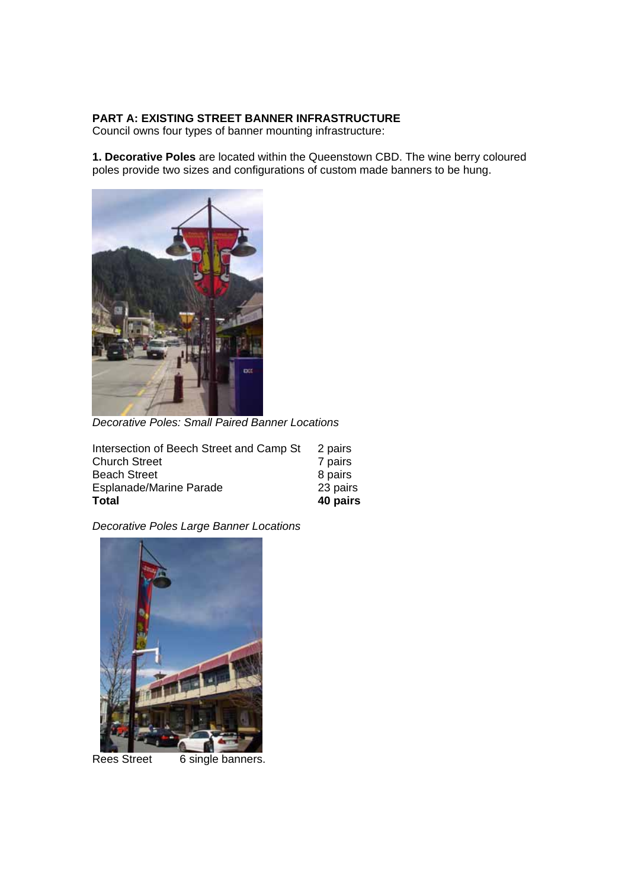**PART A: EXISTING STREET BANNER INFRASTRUCTURE**
Council owns four types of banner mounting infrastructure:

**1. Decorative Poles** are located within the Queenstown CBD. The wine berry coloured poles provide two sizes and configurations of custom made banners to be hung.

*Decorative Poles: Small Paired Banner Locations*

| | |
|---|---|
| Intersection of Beech Street and Camp St | 2 pairs |
| Church Street | 7 pairs |
| Beach Street | 8 pairs |
| Esplanade/Marine Parade | 23 pairs |
| **Total** | **40 pairs** |

*Decorative Poles Large Banner Locations*

Rees Street 6 single banners.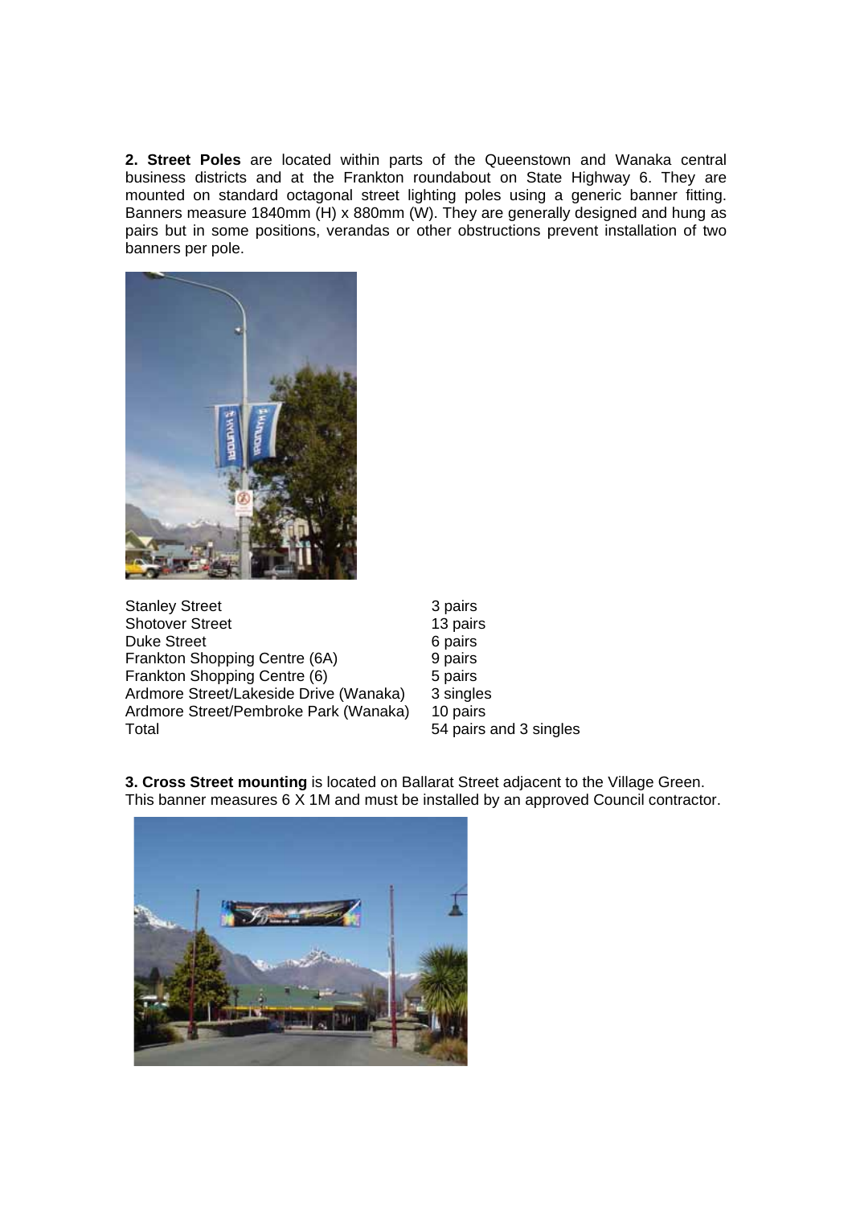**2. Street Poles** are located within parts of the Queenstown and Wanaka central business districts and at the Frankton roundabout on State Highway 6. They are mounted on standard octagonal street lighting poles using a generic banner fitting. Banners measure 1840mm (H) x 880mm (W). They are generally designed and hung as pairs but in some positions, verandas or other obstructions prevent installation of two banners per pole.

| | |
|---|---|
| Stanley Street | 3 pairs |
| Shotover Street | 13 pairs |
| Duke Street | 6 pairs |
| Frankton Shopping Centre (6A) | 9 pairs |
| Frankton Shopping Centre (6) | 5 pairs |
| Ardmore Street/Lakeside Drive (Wanaka) | 3 singles |
| Ardmore Street/Pembroke Park (Wanaka) | 10 pairs |
| Total | 54 pairs and 3 singles |

**3. Cross Street mounting** is located on Ballarat Street adjacent to the Village Green. This banner measures 6 X 1M and must be installed by an approved Council contractor.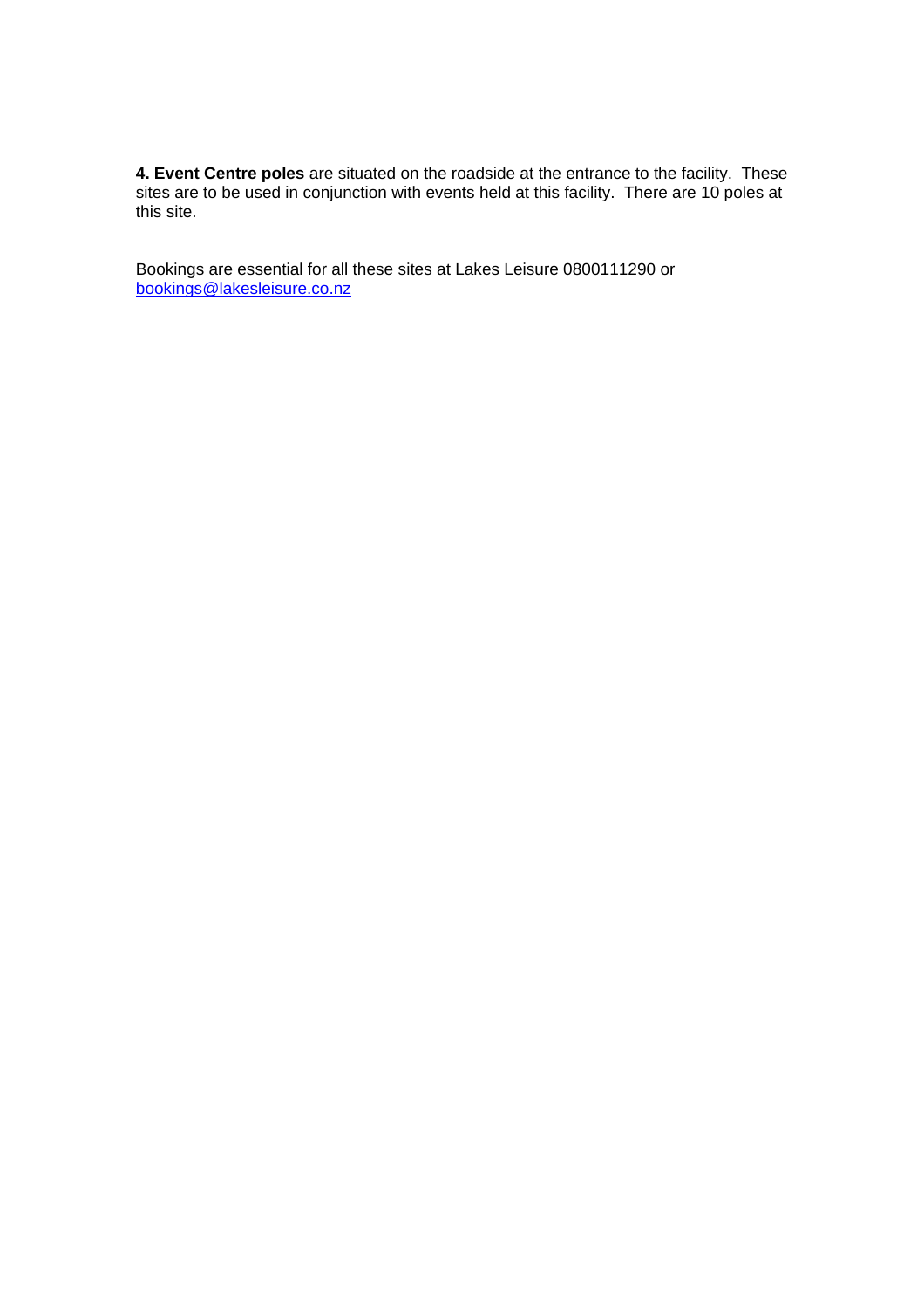**4. Event Centre poles** are situated on the roadside at the entrance to the facility. These sites are to be used in conjunction with events held at this facility. There are 10 poles at this site.

Bookings are essential for all these sites at Lakes Leisure 0800111290 or [bookings@lakesleisure.co.nz](mailto:bookings@lakesleisure.co.nz)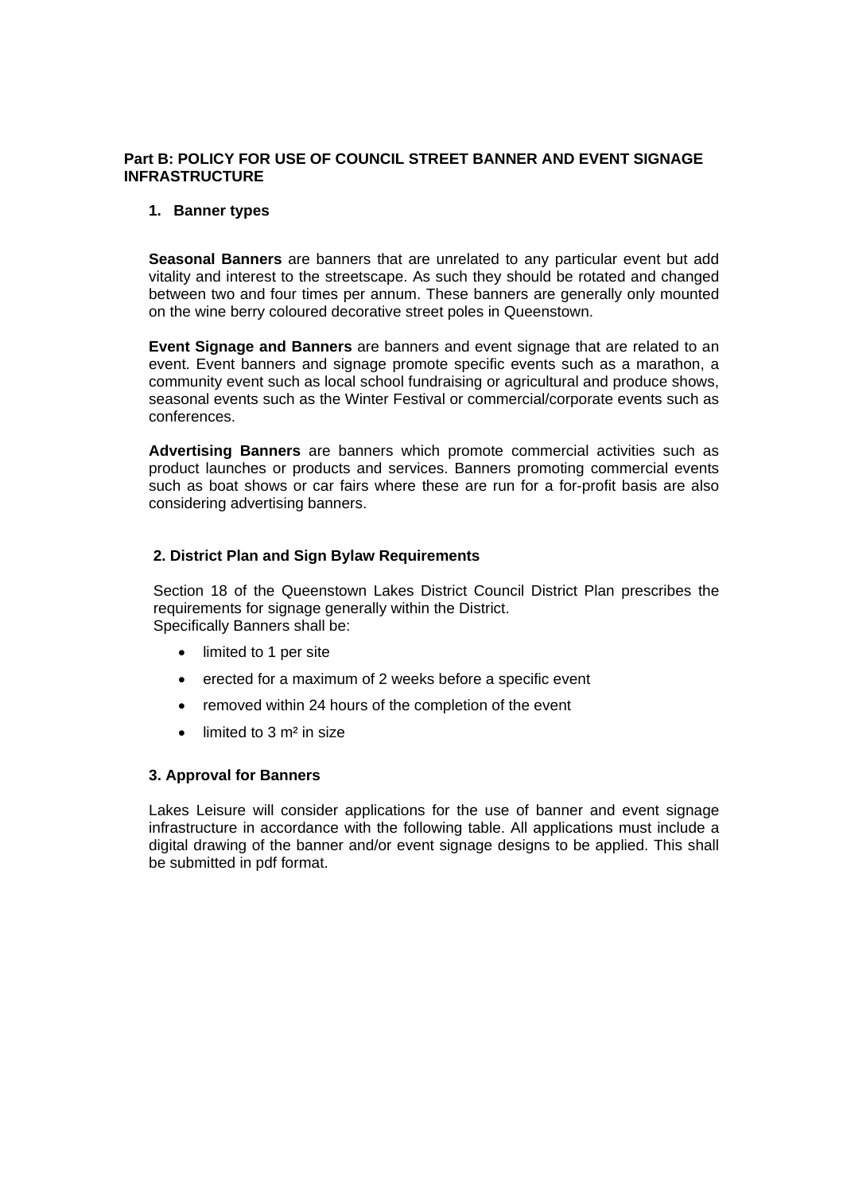**Part B: POLICY FOR USE OF COUNCIL STREET BANNER AND EVENT SIGNAGE INFRASTRUCTURE**

1. **Banner types**

**Seasonal Banners** are banners that are unrelated to any particular event but add vitality and interest to the streetscape. As such they should be rotated and changed between two and four times per annum. These banners are generally only mounted on the wine berry coloured decorative street poles in Queenstown.

**Event Signage and Banners** are banners and event signage that are related to an event. Event banners and signage promote specific events such as a marathon, a community event such as local school fundraising or agricultural and produce shows, seasonal events such as the Winter Festival or commercial/corporate events such as conferences.

**Advertising Banners** are banners which promote commercial activities such as product launches or products and services. Banners promoting commercial events such as boat shows or car fairs where these are run for a for-profit basis are also considering advertising banners.

**2. District Plan and Sign Bylaw Requirements**

Section 18 of the Queenstown Lakes District Council District Plan prescribes the requirements for signage generally within the District.
Specifically Banners shall be:

- limited to 1 per site
- erected for a maximum of 2 weeks before a specific event
- removed within 24 hours of the completion of the event
- limited to 3 m² in size

**3. Approval for Banners**

Lakes Leisure will consider applications for the use of banner and event signage infrastructure in accordance with the following table. All applications must include a digital drawing of the banner and/or event signage designs to be applied. This shall be submitted in pdf format.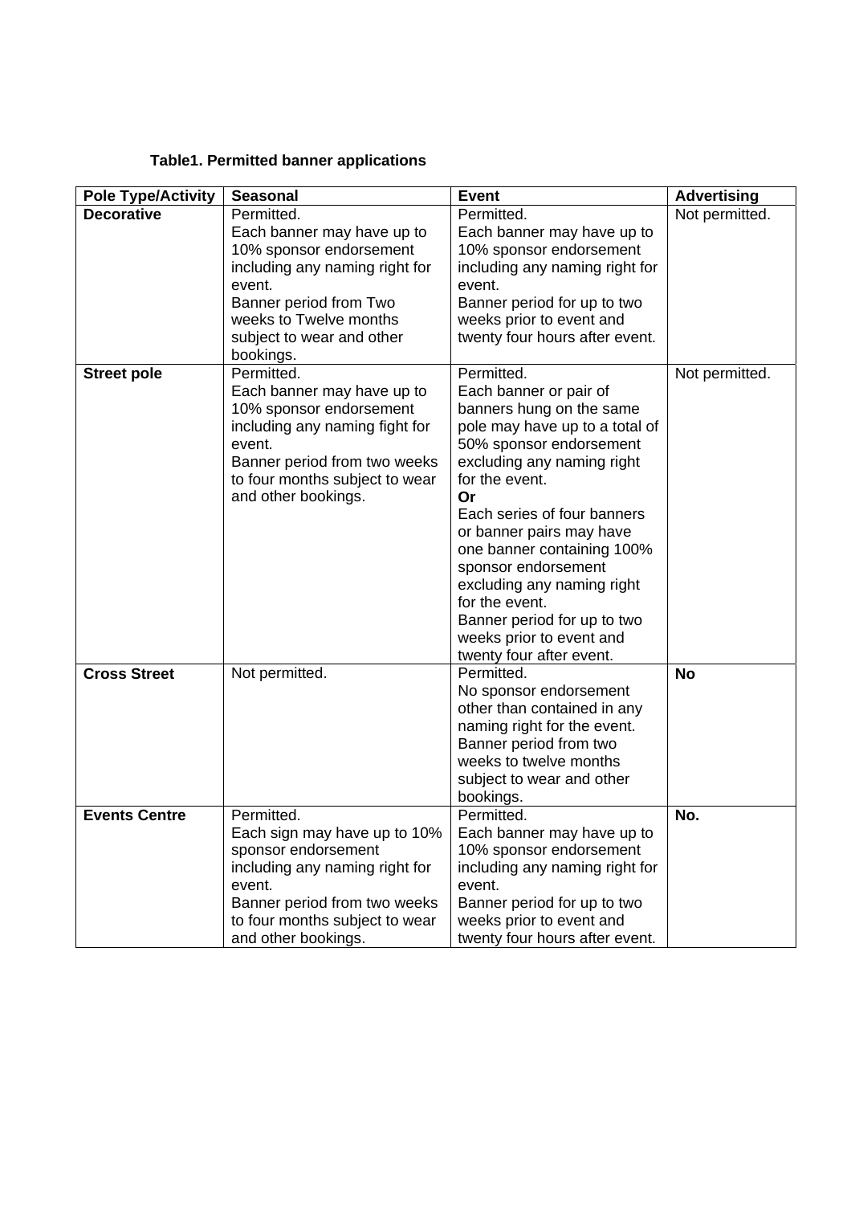**Table1. Permitted banner applications**

| Pole Type/Activity | Seasonal | Event | Advertising |
|---|---|---|---|
| **Decorative** | Permitted.<br>Each banner may have up to 10% sponsor endorsement including any naming right for event.<br>Banner period from Two weeks to Twelve months subject to wear and other bookings. | Permitted.<br>Each banner may have up to 10% sponsor endorsement including any naming right for event.<br>Banner period for up to two weeks prior to event and twenty four hours after event. | Not permitted. |
| **Street pole** | Permitted.<br>Each banner may have up to 10% sponsor endorsement including any naming fight for event.<br>Banner period from two weeks to four months subject to wear and other bookings. | Permitted.<br>Each banner or pair of banners hung on the same pole may have up to a total of 50% sponsor endorsement excluding any naming right for the event.<br>**Or**<br>Each series of four banners or banner pairs may have one banner containing 100% sponsor endorsement excluding any naming right for the event.<br>Banner period for up to two weeks prior to event and twenty four after event. | Not permitted. |
| **Cross Street** | Not permitted. | Permitted.<br>No sponsor endorsement other than contained in any naming right for the event.<br>Banner period from two weeks to twelve months subject to wear and other bookings. | **No** |
| **Events Centre** | Permitted.<br>Each sign may have up to 10% sponsor endorsement including any naming right for event.<br>Banner period from two weeks to four months subject to wear and other bookings. | Permitted.<br>Each banner may have up to 10% sponsor endorsement including any naming right for event.<br>Banner period for up to two weeks prior to event and twenty four hours after event. | **No.** |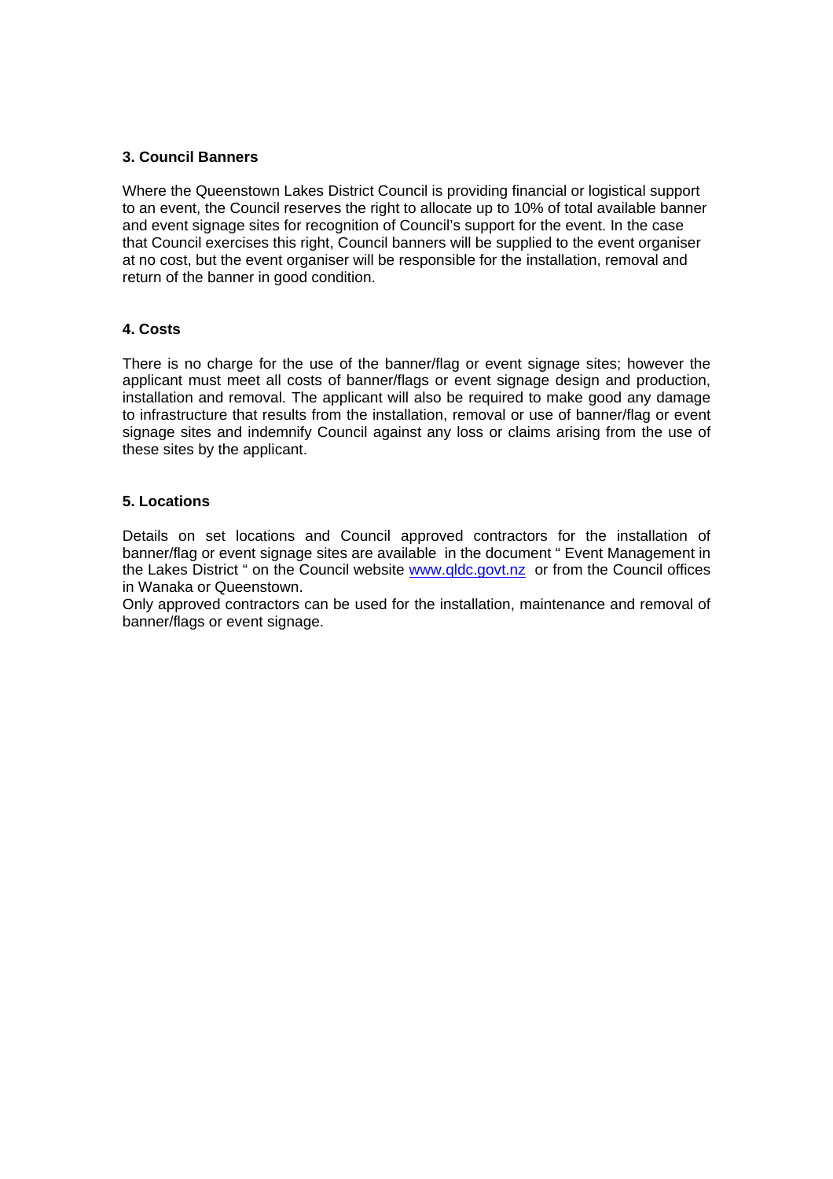**3. Council Banners**

Where the Queenstown Lakes District Council is providing financial or logistical support to an event, the Council reserves the right to allocate up to 10% of total available banner and event signage sites for recognition of Council's support for the event. In the case that Council exercises this right, Council banners will be supplied to the event organiser at no cost, but the event organiser will be responsible for the installation, removal and return of the banner in good condition.

**4. Costs**

There is no charge for the use of the banner/flag or event signage sites; however the applicant must meet all costs of banner/flags or event signage design and production, installation and removal. The applicant will also be required to make good any damage to infrastructure that results from the installation, removal or use of banner/flag or event signage sites and indemnify Council against any loss or claims arising from the use of these sites by the applicant.

**5. Locations**

Details on set locations and Council approved contractors for the installation of banner/flag or event signage sites are available in the document " Event Management in the Lakes District " on the Council website www.qldc.govt.nz or from the Council offices in Wanaka or Queenstown.

Only approved contractors can be used for the installation, maintenance and removal of banner/flags or event signage.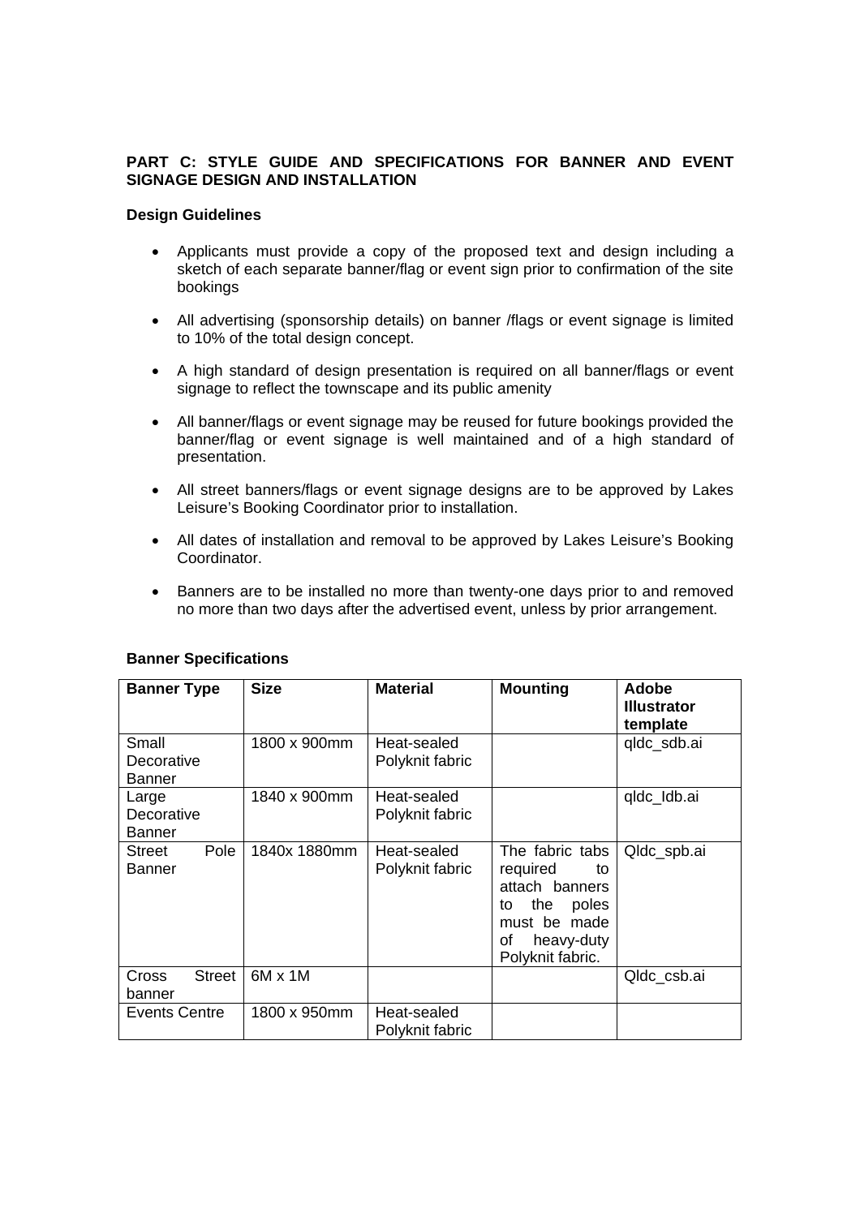**PART C: STYLE GUIDE AND SPECIFICATIONS FOR BANNER AND EVENT SIGNAGE DESIGN AND INSTALLATION**

**Design Guidelines**

- Applicants must provide a copy of the proposed text and design including a sketch of each separate banner/flag or event sign prior to confirmation of the site bookings
- All advertising (sponsorship details) on banner /flags or event signage is limited to 10% of the total design concept.
- A high standard of design presentation is required on all banner/flags or event signage to reflect the townscape and its public amenity
- All banner/flags or event signage may be reused for future bookings provided the banner/flag or event signage is well maintained and of a high standard of presentation.
- All street banners/flags or event signage designs are to be approved by Lakes Leisure's Booking Coordinator prior to installation.
- All dates of installation and removal to be approved by Lakes Leisure's Booking Coordinator.
- Banners are to be installed no more than twenty-one days prior to and removed no more than two days after the advertised event, unless by prior arrangement.

**Banner Specifications**

| Banner Type | Size | Material | Mounting | Adobe Illustrator template |
|---|---|---|---|---|
| Small Decorative Banner | 1800 x 900mm | Heat-sealed Polyknit fabric | | qldc_sdb.ai |
| Large Decorative Banner | 1840 x 900mm | Heat-sealed Polyknit fabric | | qldc_ldb.ai |
| Street Pole Banner | 1840x 1880mm | Heat-sealed Polyknit fabric | The fabric tabs required to attach banners to the poles must be made of heavy-duty Polyknit fabric. | Qldc_spb.ai |
| Cross Street banner | 6M x 1M | | | Qldc_csb.ai |
| Events Centre | 1800 x 950mm | Heat-sealed Polyknit fabric | | |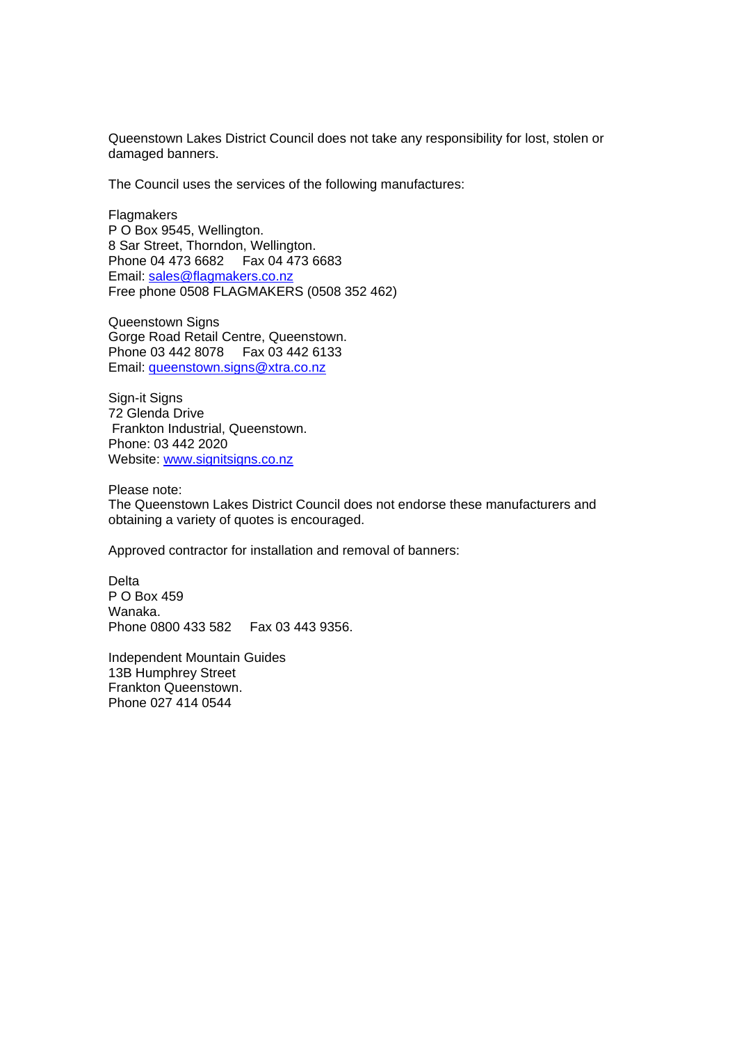Queenstown Lakes District Council does not take any responsibility for lost, stolen or damaged banners.

The Council uses the services of the following manufactures:

Flagmakers  
P O Box 9545, Wellington.  
8 Sar Street, Thorndon, Wellington.  
Phone 04 473 6682    Fax 04 473 6683  
Email: sales@flagmakers.co.nz  
Free phone 0508 FLAGMAKERS (0508 352 462)

Queenstown Signs  
Gorge Road Retail Centre, Queenstown.  
Phone 03 442 8078    Fax 03 442 6133  
Email: queenstown.signs@xtra.co.nz

Sign-it Signs  
72 Glenda Drive  
Frankton Industrial, Queenstown.  
Phone: 03 442 2020  
Website: www.signitsigns.co.nz

Please note:  
The Queenstown Lakes District Council does not endorse these manufacturers and obtaining a variety of quotes is encouraged.

Approved contractor for installation and removal of banners:

Delta  
P O Box 459  
Wanaka.  
Phone 0800 433 582    Fax 03 443 9356.

Independent Mountain Guides  
13B Humphrey Street  
Frankton Queenstown.  
Phone 027 414 0544